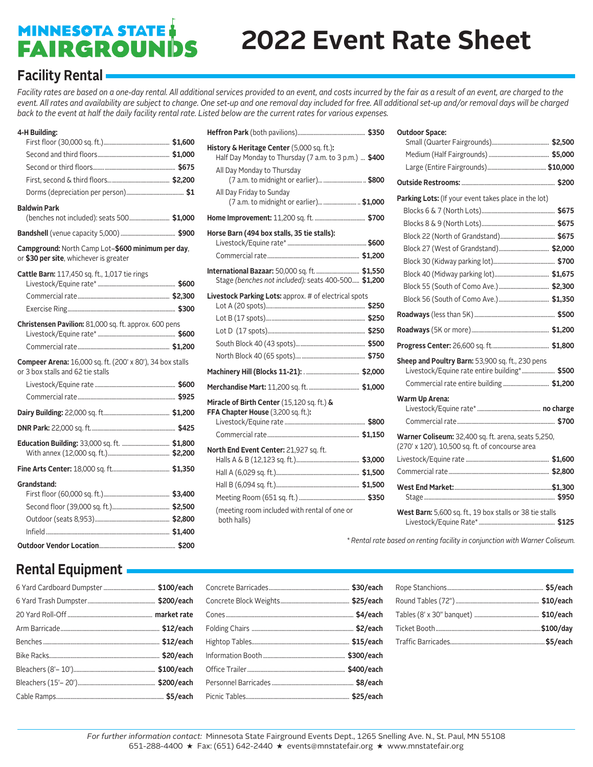# MINNESOTA STATE FAIRGROUNDS

# 2022 Event Rate Sheet

## Facility Rental

*Facility rates are based on a one-day rental. All additional services provided to an event, and costs incurred by the fair as a result of an event, are charged to the event. All rates and availability are subject to change. One set-up and one removal day included for free. All additional set-up and/or removal days will be charged back to the event at half the daily facility rental rate. Listed below are the current rates for various expenses.*

**4-H Building:**
- First floor (30,000 sq. ft.) **$1,600**
- Second and third floors **$1,000**
- Second or third floors **$675**
- First, second & third floors **$2,200**
- Dorms (depreciation per person) **$1**

**Baldwin Park**
- (benches not included): seats 500 **$1,000**

**Bandshell** (venue capacity 5,000) **$900**

**Campground:** North Camp Lot–**$600 minimum per day**, or **$30 per site**, whichever is greater

**Cattle Barn:** 117,450 sq. ft., 1,017 tie rings
- Livestock/Equine rate* **$600**
- Commercial rate **$2,300**
- Exercise Ring **$300**

**Christensen Pavilion:** 81,000 sq. ft. approx. 600 pens
- Livestock/Equine rate* **$600**
- Commercial rate **$1,200**

**Compeer Arena:** 16,000 sq. ft. (200' x 80'), 34 box stalls or 3 box stalls and 62 tie stalls
- Livestock/Equine rate **$600**
- Commercial rate **$925**

**Dairy Building:** 22,000 sq. ft. **$1,200**

**DNR Park:** 22,000 sq. ft. **$425**

**Education Building:** 33,000 sq. ft. **$1,800**
- With annex (12,000 sq. ft.) **$2,200**

**Fine Arts Center:** 18,000 sq. ft. **$1,350**

**Grandstand:**
- First floor (60,000 sq. ft.) **$3,400**
- Second floor (39,000 sq. ft.) **$2,500**
- Outdoor (seats 8,953) **$2,800**
- Infield **$1,400**

**Outdoor Vendor Location** **$200**

**Heffron Park** (both pavilions) **$350**

**History & Heritage Center** (5,000 sq. ft.):
- Half Day Monday to Thursday (7 a.m. to 3 p.m.) **$400**
- All Day Monday to Thursday (7 a.m. to midnight or earlier) **$800**
- All Day Friday to Sunday (7 a.m. to midnight or earlier) **$1,000**

**Home Improvement:** 11,200 sq. ft. **$700**

**Horse Barn (494 box stalls, 35 tie stalls):**
- Livestock/Equine rate* **$600**
- Commercial rate **$1,200**

**International Bazaar:** 50,000 sq. ft. **$1,550**
- Stage *(benches not included)*: seats 400-500 **$1,200**

**Livestock Parking Lots:** approx. # of electrical spots
- Lot A (20 spots) **$250**
- Lot B (17 spots) **$250**
- Lot D (17 spots) **$250**
- South Block 40 (43 spots) **$500**
- North Block 40 (65 spots) **$750**

**Machinery Hill (Blocks 11-21):** **$2,000**

**Merchandise Mart:** 11,200 sq. ft. **$1,000**

**Miracle of Birth Center** (15,120 sq. ft.) **& FFA Chapter House** (3,200 sq. ft.):
- Livestock/Equine rate **$800**
- Commercial rate **$1,150**

**North End Event Center:** 21,927 sq. ft.
- Halls A & B (12,123 sq. ft.) **$3,000**
- Hall A (6,029 sq. ft.) **$1,500**
- Hall B (6,094 sq. ft.) **$1,500**
- Meeting Room (651 sq. ft.) **$350**
- (meeting room included with rental of one or both halls)

**Outdoor Space:**
- Small (Quarter Fairgrounds) **$2,500**
- Medium (Half Fairgrounds) **$5,000**
- Large (Entire Fairgrounds) **$10,000**

**Outside Restrooms:** **$200**

**Parking Lots:** (If your event takes place in the lot)
- Blocks 6 & 7 (North Lots) **$675**
- Blocks 8 & 9 (North Lots) **$675**
- Block 22 (North of Grandstand) **$675**
- Block 27 (West of Grandstand) **$2,000**
- Block 30 (Kidway parking lot) **$700**
- Block 40 (Midway parking lot) **$1,675**
- Block 55 (South of Como Ave.) **$2,300**
- Block 56 (South of Como Ave.) **$1,350**

**Roadways** (less than 5K) **$500**

**Roadways** (5K or more) **$1,200**

**Progress Center:** 26,600 sq. ft. **$1,800**

**Sheep and Poultry Barn:** 53,900 sq. ft., 230 pens
- Livestock/Equine rate entire building* **$500**
- Commercial rate entire building **$1,200**

**Warm Up Arena:**
- Livestock/Equine rate* **no charge**
- Commercial rate **$700**

**Warner Coliseum:** 32,400 sq. ft. arena, seats 5,250, (270' x 120'), 10,500 sq. ft. of concourse area
- Livestock/Equine rate **$1,600**
- Commercial rate **$2,800**

**West End Market:** **$1,300**
- Stage **$950**

**West Barn:** 5,600 sq. ft., 19 box stalls or 38 tie stalls
- Livestock/Equine Rate* **$125**

*\* Rental rate based on renting facility in conjunction with Warner Coliseum.*

## Rental Equipment

| Item | Rate |
|---|---|
| 6 Yard Cardboard Dumpster | $100/each |
| 6 Yard Trash Dumpster | $200/each |
| 20 Yard Roll-Off | market rate |
| Arm Barricade | $12/each |
| Benches | $12/each |
| Bike Racks | $20/each |
| Bleachers (8'– 10') | $100/each |
| Bleachers (15'– 20') | $200/each |
| Cable Ramps | $5/each |
| Concrete Barricades | $30/each |
| Concrete Block Weights | $25/each |
| Cones | $4/each |
| Folding Chairs | $2/each |
| Hightop Tables | $15/each |
| Information Booth | $300/each |
| Office Trailer | $400/each |
| Personnel Barricades | $8/each |
| Picnic Tables | $25/each |
| Rope Stanchions | $5/each |
| Round Tables (72") | $10/each |
| Tables (8' x 30" banquet) | $10/each |
| Ticket Booth | $100/day |
| Traffic Barricades | $5/each |

*For further information contact:* Minnesota State Fairground Events Dept., 1265 Snelling Ave. N., St. Paul, MN 55108
651-288-4400 ★ Fax: (651) 642-2440 ★ events@mnstatefair.org ★ www.mnstatefair.org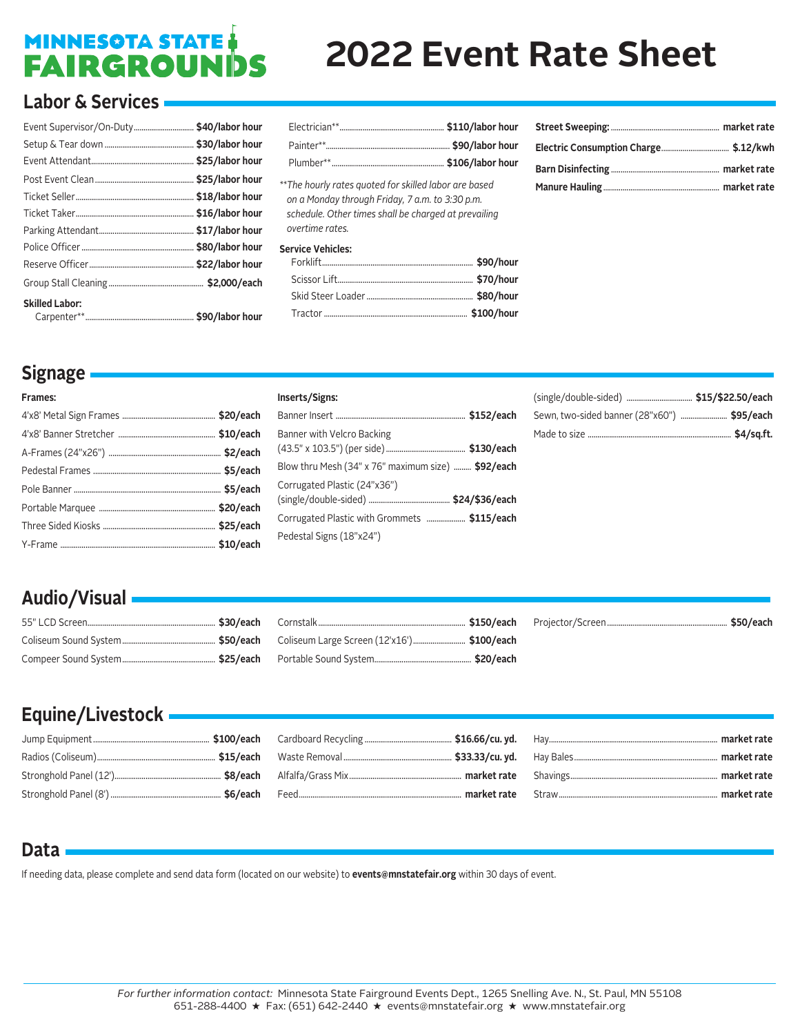# MINNESOTA STATE FAIRGROUNDS

# 2022 Event Rate Sheet

## Labor & Services

| | |
|---|---|
| Event Supervisor/On-Duty | $40/labor hour |
| Setup & Tear down | $30/labor hour |
| Event Attendant | $25/labor hour |
| Post Event Clean | $25/labor hour |
| Ticket Seller | $18/labor hour |
| Ticket Taker | $16/labor hour |
| Parking Attendant | $17/labor hour |
| Police Officer | $80/labor hour |
| Reserve Officer | $22/labor hour |
| Group Stall Cleaning | $2,000/each |

**Skilled Labor:**

| | |
|---|---|
| Carpenter** | $90/labor hour |
| Electrician** | $110/labor hour |
| Painter** | $90/labor hour |
| Plumber** | $106/labor hour |

*\*\*The hourly rates quoted for skilled labor are based on a Monday through Friday, 7 a.m. to 3:30 p.m. schedule. Other times shall be charged at prevailing overtime rates.*

**Service Vehicles:**

| | |
|---|---|
| Forklift | $90/hour |
| Scissor Lift | $70/hour |
| Skid Steer Loader | $80/hour |
| Tractor | $100/hour |

| | |
|---|---|
| **Street Sweeping:** | market rate |
| **Electric Consumption Charge** | $.12/kwh |
| **Barn Disinfecting** | market rate |
| **Manure Hauling** | market rate |

## Signage

**Frames:**

| | |
|---|---|
| 4'x8' Metal Sign Frames | $20/each |
| 4'x8' Banner Stretcher | $10/each |
| A-Frames (24"x26") | $2/each |
| Pedestal Frames | $5/each |
| Pole Banner | $5/each |
| Portable Marquee | $20/each |
| Three Sided Kiosks | $25/each |
| Y-Frame | $10/each |

**Inserts/Signs:**

| | |
|---|---|
| Banner Insert | $152/each |
| Banner with Velcro Backing (43.5" x 103.5") (per side) | $130/each |
| Blow thru Mesh (34" x 76" maximum size) | $92/each |
| Corrugated Plastic (24"x36") (single/double-sided) | $24/$36/each |
| Corrugated Plastic with Grommets | $115/each |
| Pedestal Signs (18"x24") (single/double-sided) | $15/$22.50/each |
| Sewn, two-sided banner (28"x60") | $95/each |
| Made to size | $4/sq.ft. |

## Audio/Visual

| | |
|---|---|
| 55" LCD Screen | $30/each |
| Coliseum Sound System | $50/each |
| Compeer Sound System | $25/each |
| Cornstalk | $150/each |
| Coliseum Large Screen (12'x16') | $100/each |
| Portable Sound System | $20/each |
| Projector/Screen | $50/each |

## Equine/Livestock

| | |
|---|---|
| Jump Equipment | $100/each |
| Radios (Coliseum) | $15/each |
| Stronghold Panel (12') | $8/each |
| Stronghold Panel (8') | $6/each |
| Cardboard Recycling | $16.66/cu. yd. |
| Waste Removal | $33.33/cu. yd. |
| Alfalfa/Grass Mix | market rate |
| Feed | market rate |
| Hay | market rate |
| Hay Bales | market rate |
| Shavings | market rate |
| Straw | market rate |

## Data

If needing data, please complete and send data form (located on our website) to **events@mnstatefair.org** within 30 days of event.

*For further information contact:* Minnesota State Fairground Events Dept., 1265 Snelling Ave. N., St. Paul, MN 55108
651-288-4400 ★ Fax: (651) 642-2440 ★ events@mnstatefair.org ★ www.mnstatefair.org